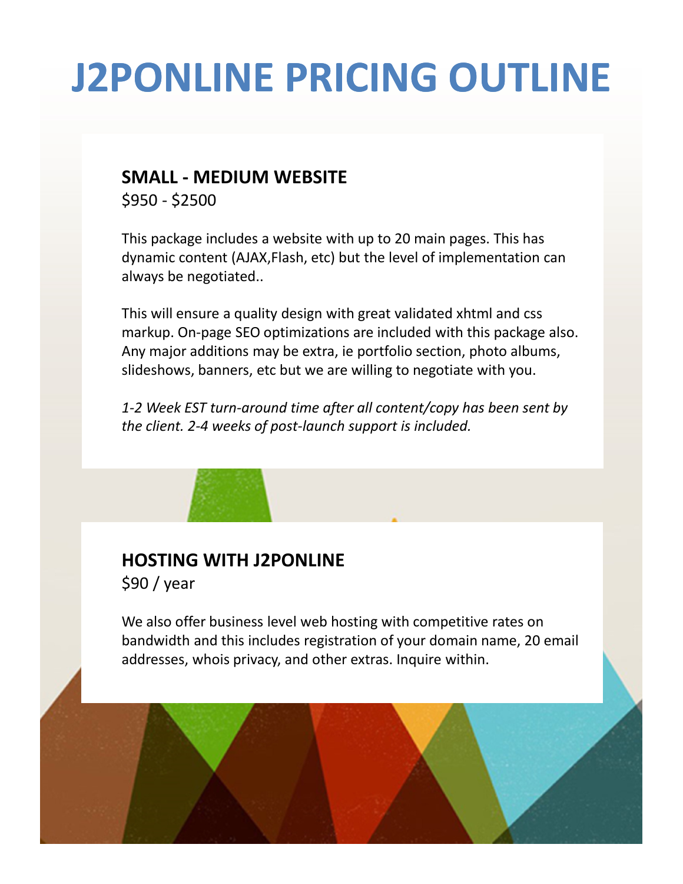# J2PONLINE PRICING OUTLINE

## SMALL - MEDIUM WEBSITE

$950 - $2500

This package includes a website with up to 20 main pages. This has dynamic content (AJAX,Flash, etc) but the level of implementation can always be negotiated..

This will ensure a quality design with great validated xhtml and css markup. On-page SEO optimizations are included with this package also. Any major additions may be extra, ie portfolio section, photo albums, slideshows, banners, etc but we are willing to negotiate with you.

*1-2 Week EST turn-around time after all content/copy has been sent by the client. 2-4 weeks of post-launch support is included.*

## HOSTING WITH J2PONLINE

$90 / year

We also offer business level web hosting with competitive rates on bandwidth and this includes registration of your domain name, 20 email addresses, whois privacy, and other extras. Inquire within.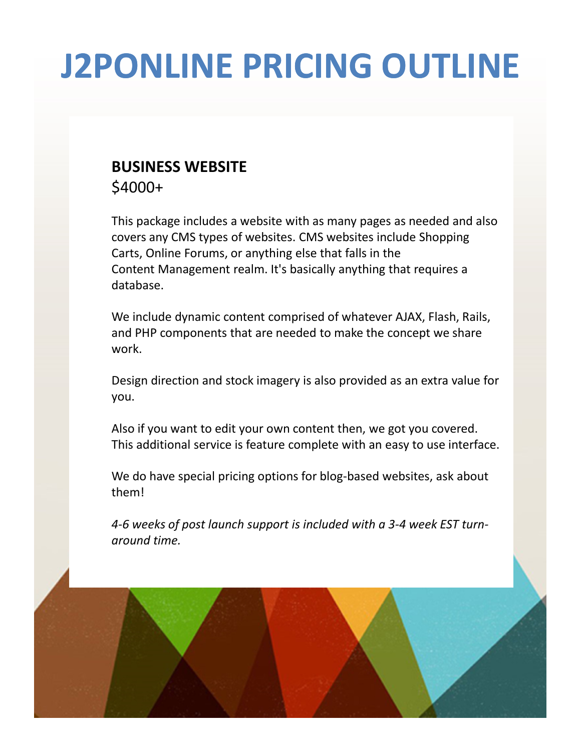# J2PONLINE PRICING OUTLINE

**BUSINESS WEBSITE**
$4000+

This package includes a website with as many pages as needed and also covers any CMS types of websites. CMS websites include Shopping Carts, Online Forums, or anything else that falls in the Content Management realm. It's basically anything that requires a database.

We include dynamic content comprised of whatever AJAX, Flash, Rails, and PHP components that are needed to make the concept we share work.

Design direction and stock imagery is also provided as an extra value for you.

Also if you want to edit your own content then, we got you covered. This additional service is feature complete with an easy to use interface.

We do have special pricing options for blog-based websites, ask about them!

*4-6 weeks of post launch support is included with a 3-4 week EST turn-around time.*